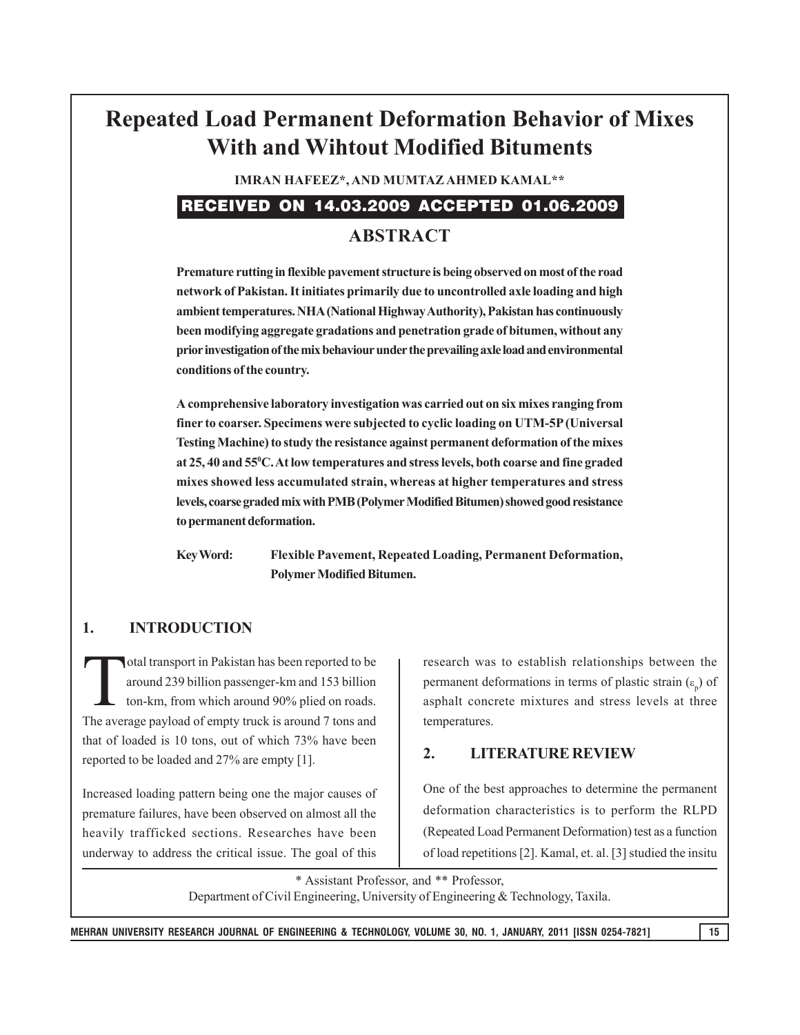# Repeated Load Permanent Deformation Behavior of Mixes With and Wihtout Modified Bituments

**IMRAN HAFEEZ*, AND MUMTAZ AHMED KAMAL****

**RECEIVED ON 14.03.2009 ACCEPTED 01.06.2009**

## ABSTRACT

**Premature rutting in flexible pavement structure is being observed on most of the road network of Pakistan. It initiates primarily due to uncontrolled axle loading and high ambient temperatures. NHA (National Highway Authority), Pakistan has continuously been modifying aggregate gradations and penetration grade of bitumen, without any prior investigation of the mix behaviour under the prevailing axle load and environmental conditions of the country.**

**A comprehensive laboratory investigation was carried out on six mixes ranging from finer to coarser. Specimens were subjected to cyclic loading on UTM-5P (Universal Testing Machine) to study the resistance against permanent deformation of the mixes at 25, 40 and 55$^0$C. At low temperatures and stress levels, both coarse and fine graded mixes showed less accumulated strain, whereas at higher temperatures and stress levels, coarse graded mix with PMB (Polymer Modified Bitumen) showed good resistance to permanent deformation.**

**Key Word: Flexible Pavement, Repeated Loading, Permanent Deformation, Polymer Modified Bitumen.**

## 1. INTRODUCTION

Total transport in Pakistan has been reported to be around 239 billion passenger-km and 153 billion ton-km, from which around 90% plied on roads. The average payload of empty truck is around 7 tons and that of loaded is 10 tons, out of which 73% have been reported to be loaded and 27% are empty [1].

Increased loading pattern being one the major causes of premature failures, have been observed on almost all the heavily trafficked sections. Researches have been underway to address the critical issue. The goal of this research was to establish relationships between the permanent deformations in terms of plastic strain ($\varepsilon_p$) of asphalt concrete mixtures and stress levels at three temperatures.

## 2. LITERATURE REVIEW

One of the best approaches to determine the permanent deformation characteristics is to perform the RLPD (Repeated Load Permanent Deformation) test as a function of load repetitions [2]. Kamal, et. al. [3] studied the insitu

\* Assistant Professor, and ** Professor,
Department of Civil Engineering, University of Engineering & Technology, Taxila.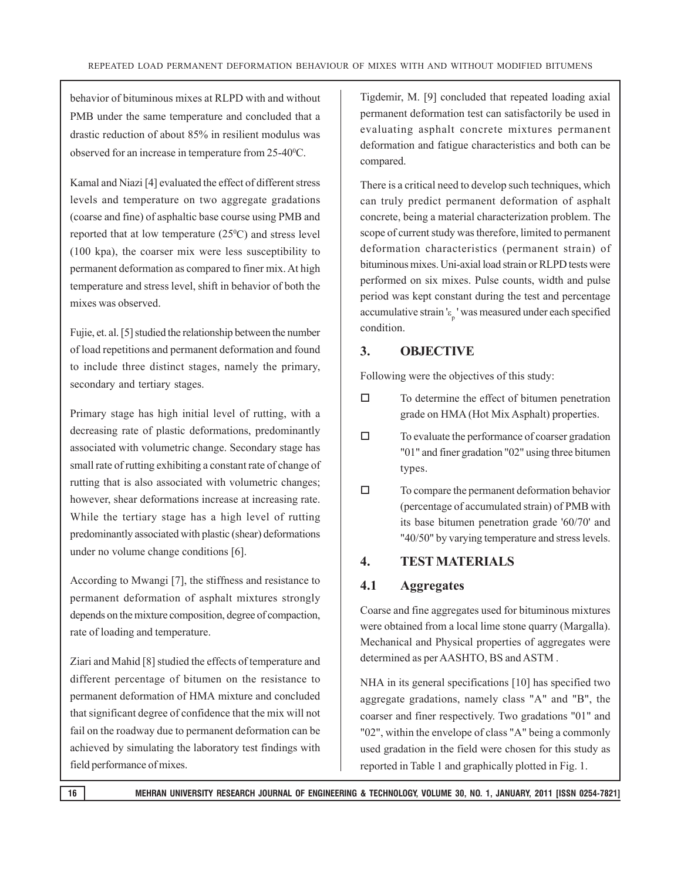behavior of bituminous mixes at RLPD with and without PMB under the same temperature and concluded that a drastic reduction of about 85% in resilient modulus was observed for an increase in temperature from 25-40$^0$C.

Kamal and Niazi [4] evaluated the effect of different stress levels and temperature on two aggregate gradations (coarse and fine) of asphaltic base course using PMB and reported that at low temperature (25$^0$C) and stress level (100 kpa), the coarser mix were less susceptibility to permanent deformation as compared to finer mix. At high temperature and stress level, shift in behavior of both the mixes was observed.

Fujie, et. al. [5] studied the relationship between the number of load repetitions and permanent deformation and found to include three distinct stages, namely the primary, secondary and tertiary stages.

Primary stage has high initial level of rutting, with a decreasing rate of plastic deformations, predominantly associated with volumetric change. Secondary stage has small rate of rutting exhibiting a constant rate of change of rutting that is also associated with volumetric changes; however, shear deformations increase at increasing rate. While the tertiary stage has a high level of rutting predominantly associated with plastic (shear) deformations under no volume change conditions [6].

According to Mwangi [7], the stiffness and resistance to permanent deformation of asphalt mixtures strongly depends on the mixture composition, degree of compaction, rate of loading and temperature.

Ziari and Mahid [8] studied the effects of temperature and different percentage of bitumen on the resistance to permanent deformation of HMA mixture and concluded that significant degree of confidence that the mix will not fail on the roadway due to permanent deformation can be achieved by simulating the laboratory test findings with field performance of mixes.

Tigdemir, M. [9] concluded that repeated loading axial permanent deformation test can satisfactorily be used in evaluating asphalt concrete mixtures permanent deformation and fatigue characteristics and both can be compared.

There is a critical need to develop such techniques, which can truly predict permanent deformation of asphalt concrete, being a material characterization problem. The scope of current study was therefore, limited to permanent deformation characteristics (permanent strain) of bituminous mixes. Uni-axial load strain or RLPD tests were performed on six mixes. Pulse counts, width and pulse period was kept constant during the test and percentage accumulative strain '$\varepsilon_p$' was measured under each specified condition.

## 3. OBJECTIVE

Following were the objectives of this study:

- To determine the effect of bitumen penetration grade on HMA (Hot Mix Asphalt) properties.
- To evaluate the performance of coarser gradation "01" and finer gradation "02" using three bitumen types.
- To compare the permanent deformation behavior (percentage of accumulated strain) of PMB with its base bitumen penetration grade '60/70' and "40/50" by varying temperature and stress levels.

## 4. TEST MATERIALS

### 4.1 Aggregates

Coarse and fine aggregates used for bituminous mixtures were obtained from a local lime stone quarry (Margalla). Mechanical and Physical properties of aggregates were determined as per AASHTO, BS and ASTM .

NHA in its general specifications [10] has specified two aggregate gradations, namely class "A" and "B", the coarser and finer respectively. Two gradations "01" and "02", within the envelope of class "A" being a commonly used gradation in the field were chosen for this study as reported in Table 1 and graphically plotted in Fig. 1.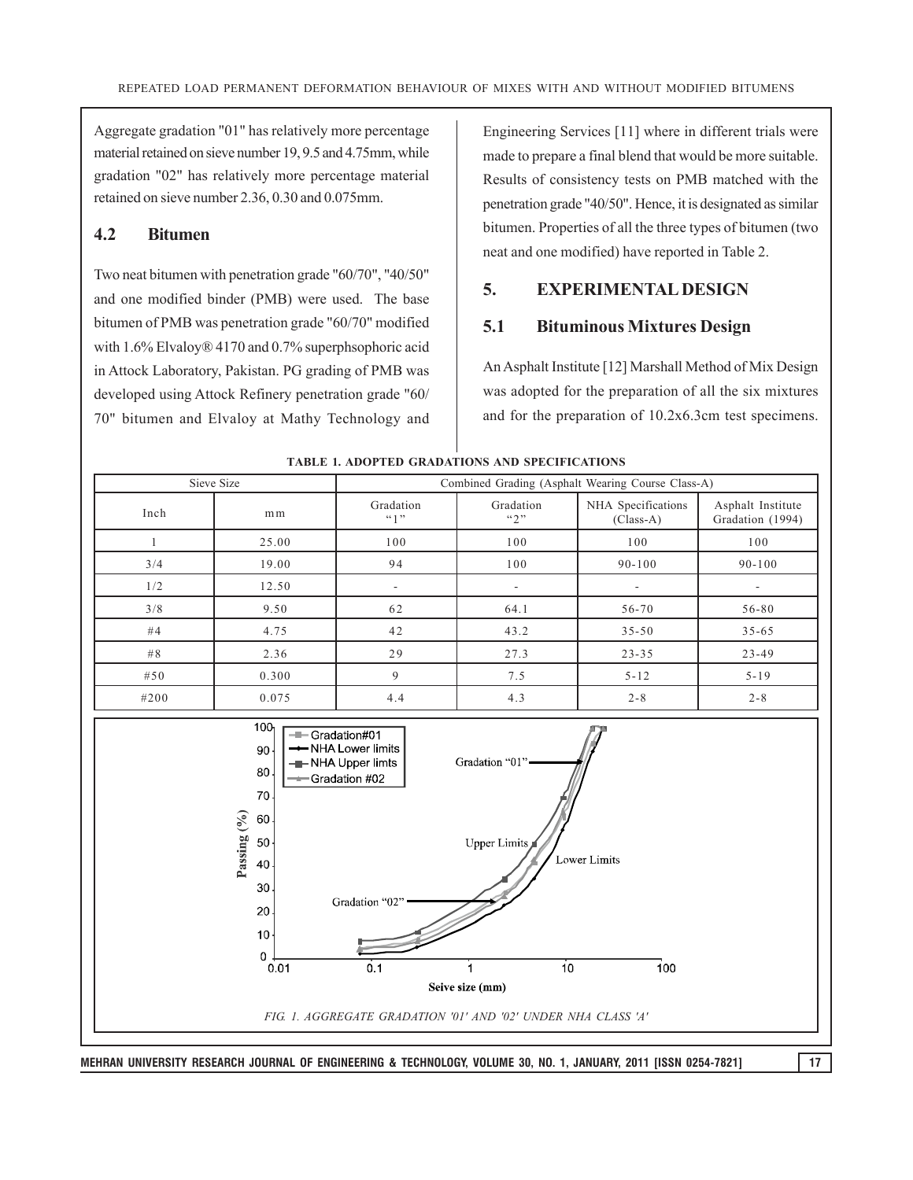Aggregate gradation "01" has relatively more percentage material retained on sieve number 19, 9.5 and 4.75mm, while gradation "02" has relatively more percentage material retained on sieve number 2.36, 0.30 and 0.075mm.

### 4.2 Bitumen

Two neat bitumen with penetration grade "60/70", "40/50" and one modified binder (PMB) were used. The base bitumen of PMB was penetration grade "60/70" modified with 1.6% Elvaloy® 4170 and 0.7% superphsophoric acid in Attock Laboratory, Pakistan. PG grading of PMB was developed using Attock Refinery penetration grade "60/70" bitumen and Elvaloy at Mathy Technology and Engineering Services [11] where in different trials were made to prepare a final blend that would be more suitable. Results of consistency tests on PMB matched with the penetration grade "40/50". Hence, it is designated as similar bitumen. Properties of all the three types of bitumen (two neat and one modified) have reported in Table 2.

## 5. EXPERIMENTAL DESIGN

### 5.1 Bituminous Mixtures Design

An Asphalt Institute [12] Marshall Method of Mix Design was adopted for the preparation of all the six mixtures and for the preparation of 10.2x6.3cm test specimens.

TABLE 1. ADOPTED GRADATIONS AND SPECIFICATIONS

| Sieve Size | | Combined Grading (Asphalt Wearing Course Class-A) | | | |
|---|---|---|---|---|---|
| Inch | mm | Gradation "1" | Gradation "2" | NHA Specifications (Class-A) | Asphalt Institute Gradation (1994) |
| 1 | 25.00 | 100 | 100 | 100 | 100 |
| 3/4 | 19.00 | 94 | 100 | 90-100 | 90-100 |
| 1/2 | 12.50 | - | - | - | - |
| 3/8 | 9.50 | 62 | 64.1 | 56-70 | 56-80 |
| #4 | 4.75 | 42 | 43.2 | 35-50 | 35-65 |
| #8 | 2.36 | 29 | 27.3 | 23-35 | 23-49 |
| #50 | 0.300 | 9 | 7.5 | 5-12 | 5-19 |
| #200 | 0.075 | 4.4 | 4.3 | 2-8 | 2-8 |

FIG. 1. AGGREGATE GRADATION '01' AND '02' UNDER NHA CLASS 'A'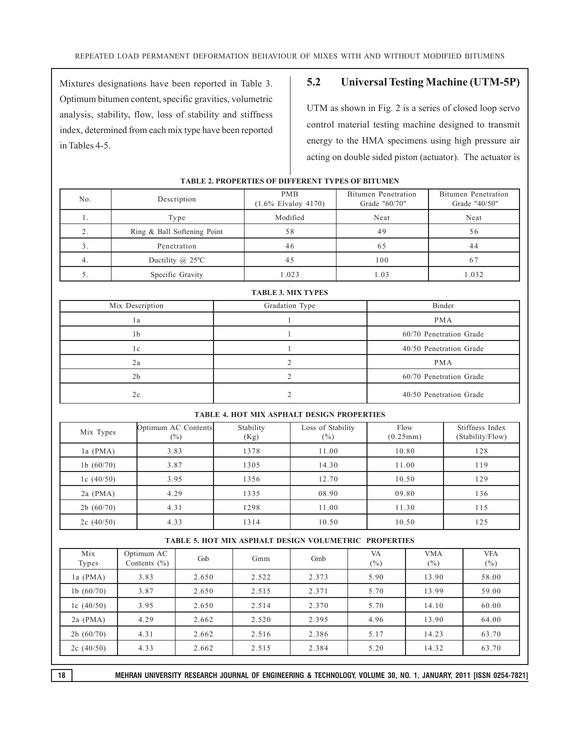Mixtures designations have been reported in Table 3. Optimum bitumen content, specific gravities, volumetric analysis, stability, flow, loss of stability and stiffness index, determined from each mix type have been reported in Tables 4-5.

## 5.2 Universal Testing Machine (UTM-5P)

UTM as shown in Fig. 2 is a series of closed loop servo control material testing machine designed to transmit energy to the HMA specimens using high pressure air acting on double sided piston (actuator). The actuator is

**TABLE 2. PROPERTIES OF DIFFERENT TYPES OF BITUMEN**

| No. | Description | PMB (1.6% Elvaloy 4170) | Bitumen Penetration Grade "60/70" | Bitumen Penetration Grade "40/50" |
|---|---|---|---|---|
| 1. | Type | Modified | Neat | Neat |
| 2. | Ring & Ball Softening Point | 58 | 49 | 56 |
| 3. | Penetration | 46 | 65 | 44 |
| 4. | Ductility @ 25°C | 45 | 100 | 67 |
| 5. | Specific Gravity | 1.023 | 1.03 | 1.032 |

**TABLE 3. MIX TYPES**

| Mix Description | Gradation Type | Binder |
|---|---|---|
| 1a | 1 | PMA |
| 1b | 1 | 60/70 Penetration Grade |
| 1c | 1 | 40/50 Penetration Grade |
| 2a | 2 | PMA |
| 2b | 2 | 60/70 Penetration Grade |
| 2c | 2 | 40/50 Penetration Grade |

**TABLE 4. HOT MIX ASPHALT DESIGN PROPERTIES**

| Mix Types | Optimum AC Contents (%) | Stability (Kg) | Loss of Stability (%) | Flow (0.25mm) | Stiffness Index (Stability/Flow) |
|---|---|---|---|---|---|
| 1a (PMA) | 3.83 | 1378 | 11.00 | 10.80 | 128 |
| 1b (60/70) | 3.87 | 1305 | 14.30 | 11.00 | 119 |
| 1c (40/50) | 3.95 | 1356 | 12.70 | 10.50 | 129 |
| 2a (PMA) | 4.29 | 1335 | 08.90 | 09.80 | 136 |
| 2b (60/70) | 4.31 | 1298 | 11.00 | 11.30 | 115 |
| 2c (40/50) | 4.33 | 1314 | 10.50 | 10.50 | 125 |

**TABLE 5. HOT MIX ASPHALT DESIGN VOLUMETRIC PROPERTIES**

| Mix Types | Optimum AC Contents (%) | Gsb | Gmm | Gmb | VA (%) | VMA (%) | VFA (%) |
|---|---|---|---|---|---|---|---|
| 1a (PMA) | 3.83 | 2.650 | 2.522 | 2.373 | 5.90 | 13.90 | 58.00 |
| 1b (60/70) | 3.87 | 2.650 | 2.515 | 2.371 | 5.70 | 13.99 | 59.00 |
| 1c (40/50) | 3.95 | 2.650 | 2.514 | 2.370 | 5.70 | 14.10 | 60.00 |
| 2a (PMA) | 4.29 | 2.662 | 2.520 | 2.395 | 4.96 | 13.90 | 64.00 |
| 2b (60/70) | 4.31 | 2.662 | 2.516 | 2.386 | 5.17 | 14.23 | 63.70 |
| 2c (40/50) | 4.33 | 2.662 | 2.515 | 2.384 | 5.20 | 14.32 | 63.70 |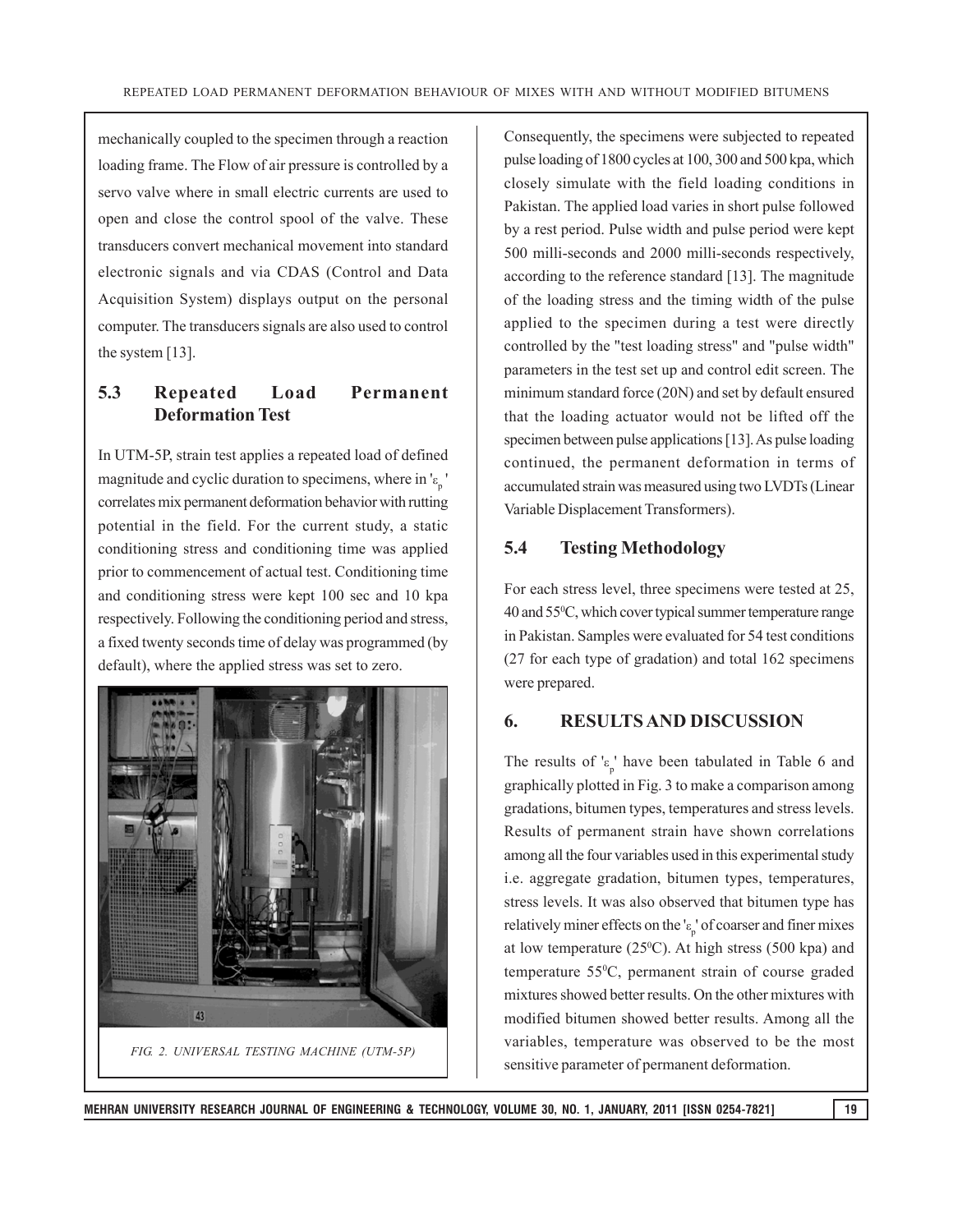mechanically coupled to the specimen through a reaction loading frame. The Flow of air pressure is controlled by a servo valve where in small electric currents are used to open and close the control spool of the valve. These transducers convert mechanical movement into standard electronic signals and via CDAS (Control and Data Acquisition System) displays output on the personal computer. The transducers signals are also used to control the system [13].

## 5.3 Repeated Load Permanent Deformation Test

In UTM-5P, strain test applies a repeated load of defined magnitude and cyclic duration to specimens, where in '$\varepsilon_p$' correlates mix permanent deformation behavior with rutting potential in the field. For the current study, a static conditioning stress and conditioning time was applied prior to commencement of actual test. Conditioning time and conditioning stress were kept 100 sec and 10 kpa respectively. Following the conditioning period and stress, a fixed twenty seconds time of delay was programmed (by default), where the applied stress was set to zero.

*FIG. 2. UNIVERSAL TESTING MACHINE (UTM-5P)*

Consequently, the specimens were subjected to repeated pulse loading of 1800 cycles at 100, 300 and 500 kpa, which closely simulate with the field loading conditions in Pakistan. The applied load varies in short pulse followed by a rest period. Pulse width and pulse period were kept 500 milli-seconds and 2000 milli-seconds respectively, according to the reference standard [13]. The magnitude of the loading stress and the timing width of the pulse applied to the specimen during a test were directly controlled by the "test loading stress" and "pulse width" parameters in the test set up and control edit screen. The minimum standard force (20N) and set by default ensured that the loading actuator would not be lifted off the specimen between pulse applications [13]. As pulse loading continued, the permanent deformation in terms of accumulated strain was measured using two LVDTs (Linear Variable Displacement Transformers).

## 5.4 Testing Methodology

For each stress level, three specimens were tested at 25, 40 and 55$^0$C, which cover typical summer temperature range in Pakistan. Samples were evaluated for 54 test conditions (27 for each type of gradation) and total 162 specimens were prepared.

# 6. RESULTS AND DISCUSSION

The results of '$\varepsilon_p$' have been tabulated in Table 6 and graphically plotted in Fig. 3 to make a comparison among gradations, bitumen types, temperatures and stress levels. Results of permanent strain have shown correlations among all the four variables used in this experimental study i.e. aggregate gradation, bitumen types, temperatures, stress levels. It was also observed that bitumen type has relatively miner effects on the '$\varepsilon_p$' of coarser and finer mixes at low temperature (25$^0$C). At high stress (500 kpa) and temperature 55$^0$C, permanent strain of course graded mixtures showed better results. On the other mixtures with modified bitumen showed better results. Among all the variables, temperature was observed to be the most sensitive parameter of permanent deformation.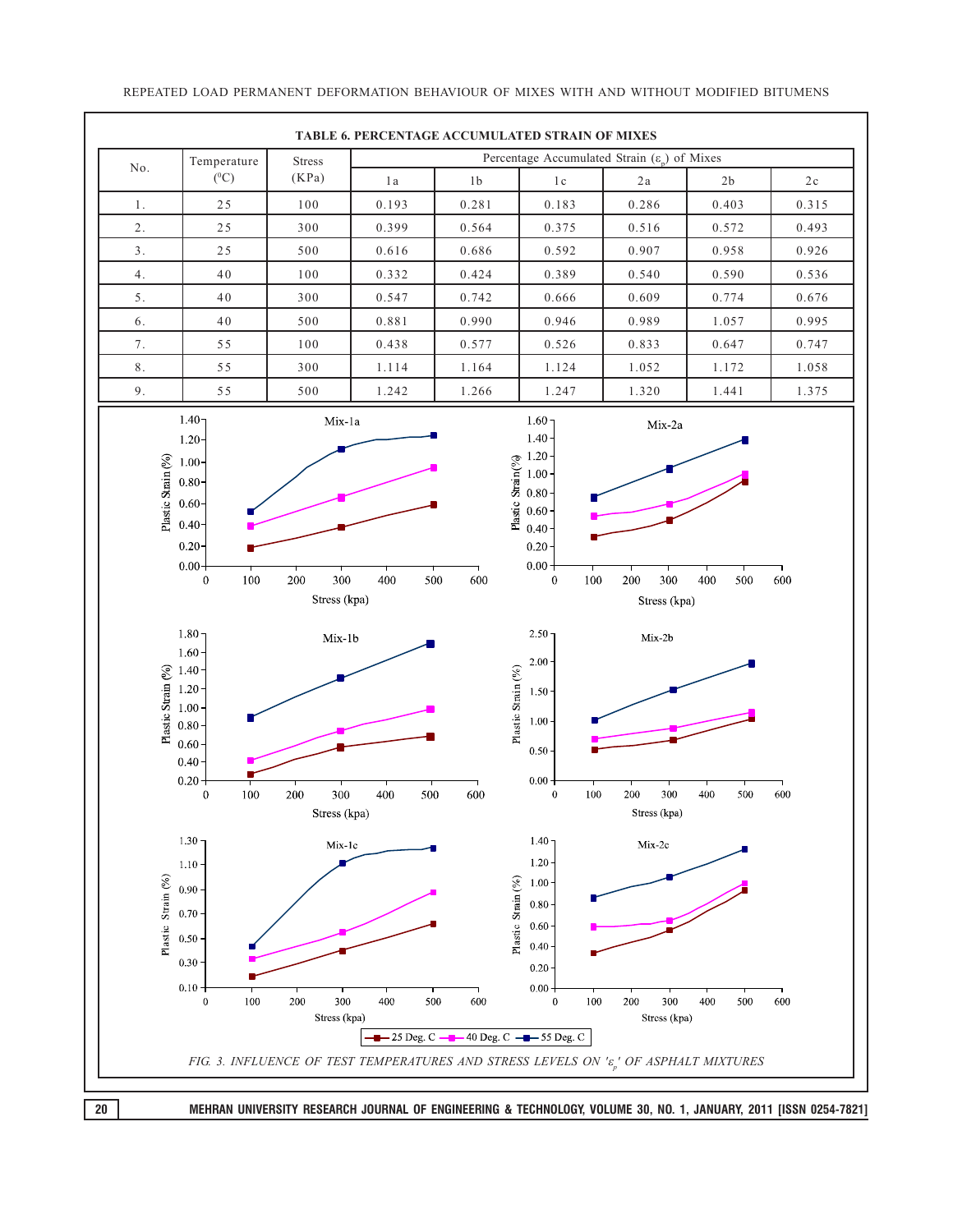**TABLE 6. PERCENTAGE ACCUMULATED STRAIN OF MIXES**

| No. | Temperature ($^0C$) | Stress (KPa) | Percentage Accumulated Strain ($\varepsilon_p$) of Mixes | | | | | |
|---|---|---|---|---|---|---|---|---|
| | | | 1a | 1b | 1c | 2a | 2b | 2c |
| 1. | 25 | 100 | 0.193 | 0.281 | 0.183 | 0.286 | 0.403 | 0.315 |
| 2. | 25 | 300 | 0.399 | 0.564 | 0.375 | 0.516 | 0.572 | 0.493 |
| 3. | 25 | 500 | 0.616 | 0.686 | 0.592 | 0.907 | 0.958 | 0.926 |
| 4. | 40 | 100 | 0.332 | 0.424 | 0.389 | 0.540 | 0.590 | 0.536 |
| 5. | 40 | 300 | 0.547 | 0.742 | 0.666 | 0.609 | 0.774 | 0.676 |
| 6. | 40 | 500 | 0.881 | 0.990 | 0.946 | 0.989 | 1.057 | 0.995 |
| 7. | 55 | 100 | 0.438 | 0.577 | 0.526 | 0.833 | 0.647 | 0.747 |
| 8. | 55 | 300 | 1.114 | 1.164 | 1.124 | 1.052 | 1.172 | 1.058 |
| 9. | 55 | 500 | 1.242 | 1.266 | 1.247 | 1.320 | 1.441 | 1.375 |

*FIG. 3. INFLUENCE OF TEST TEMPERATURES AND STRESS LEVELS ON '$\varepsilon_p$' OF ASPHALT MIXTURES*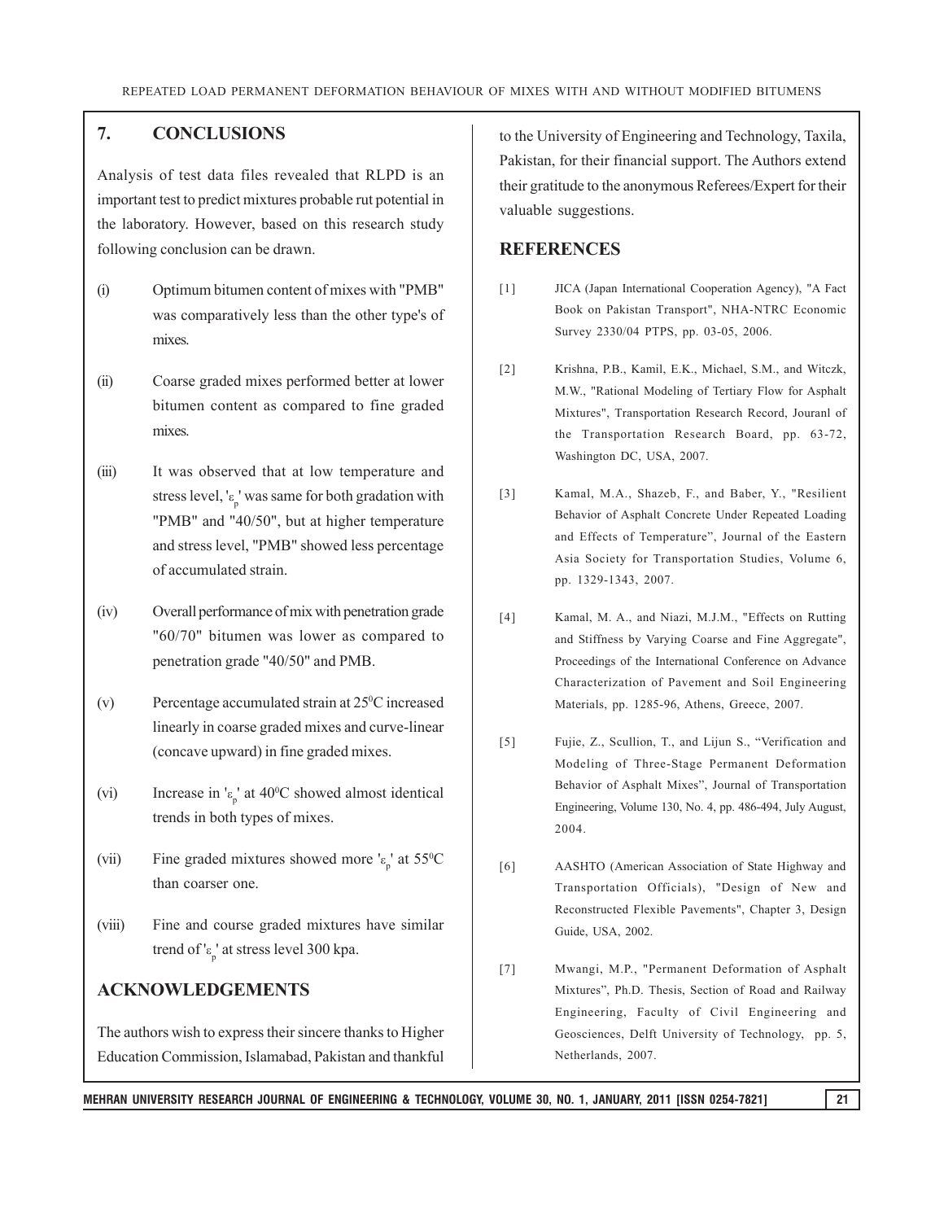## 7. CONCLUSIONS

Analysis of test data files revealed that RLPD is an important test to predict mixtures probable rut potential in the laboratory. However, based on this research study following conclusion can be drawn.

(i) Optimum bitumen content of mixes with "PMB" was comparatively less than the other type's of mixes.

(ii) Coarse graded mixes performed better at lower bitumen content as compared to fine graded mixes.

(iii) It was observed that at low temperature and stress level, '$\varepsilon_p$' was same for both gradation with "PMB" and "40/50", but at higher temperature and stress level, "PMB" showed less percentage of accumulated strain.

(iv) Overall performance of mix with penetration grade "60/70" bitumen was lower as compared to penetration grade "40/50" and PMB.

(v) Percentage accumulated strain at $25^0$C increased linearly in coarse graded mixes and curve-linear (concave upward) in fine graded mixes.

(vi) Increase in '$\varepsilon_p$' at $40^0$C showed almost identical trends in both types of mixes.

(vii) Fine graded mixtures showed more '$\varepsilon_p$' at $55^0$C than coarser one.

(viii) Fine and course graded mixtures have similar trend of '$\varepsilon_p$' at stress level 300 kpa.

## ACKNOWLEDGEMENTS

The authors wish to express their sincere thanks to Higher Education Commission, Islamabad, Pakistan and thankful to the University of Engineering and Technology, Taxila, Pakistan, for their financial support. The Authors extend their gratitude to the anonymous Referees/Expert for their valuable suggestions.

## REFERENCES

[1] JICA (Japan International Cooperation Agency), "A Fact Book on Pakistan Transport", NHA-NTRC Economic Survey 2330/04 PTPS, pp. 03-05, 2006.

[2] Krishna, P.B., Kamil, E.K., Michael, S.M., and Witczk, M.W., "Rational Modeling of Tertiary Flow for Asphalt Mixtures", Transportation Research Record, Jouranl of the Transportation Research Board, pp. 63-72, Washington DC, USA, 2007.

[3] Kamal, M.A., Shazeb, F., and Baber, Y., "Resilient Behavior of Asphalt Concrete Under Repeated Loading and Effects of Temperature", Journal of the Eastern Asia Society for Transportation Studies, Volume 6, pp. 1329-1343, 2007.

[4] Kamal, M. A., and Niazi, M.J.M., "Effects on Rutting and Stiffness by Varying Coarse and Fine Aggregate", Proceedings of the International Conference on Advance Characterization of Pavement and Soil Engineering Materials, pp. 1285-96, Athens, Greece, 2007.

[5] Fujie, Z., Scullion, T., and Lijun S., "Verification and Modeling of Three-Stage Permanent Deformation Behavior of Asphalt Mixes", Journal of Transportation Engineering, Volume 130, No. 4, pp. 486-494, July August, 2004.

[6] AASHTO (American Association of State Highway and Transportation Officials), "Design of New and Reconstructed Flexible Pavements", Chapter 3, Design Guide, USA, 2002.

[7] Mwangi, M.P., "Permanent Deformation of Asphalt Mixtures", Ph.D. Thesis, Section of Road and Railway Engineering, Faculty of Civil Engineering and Geosciences, Delft University of Technology, pp. 5, Netherlands, 2007.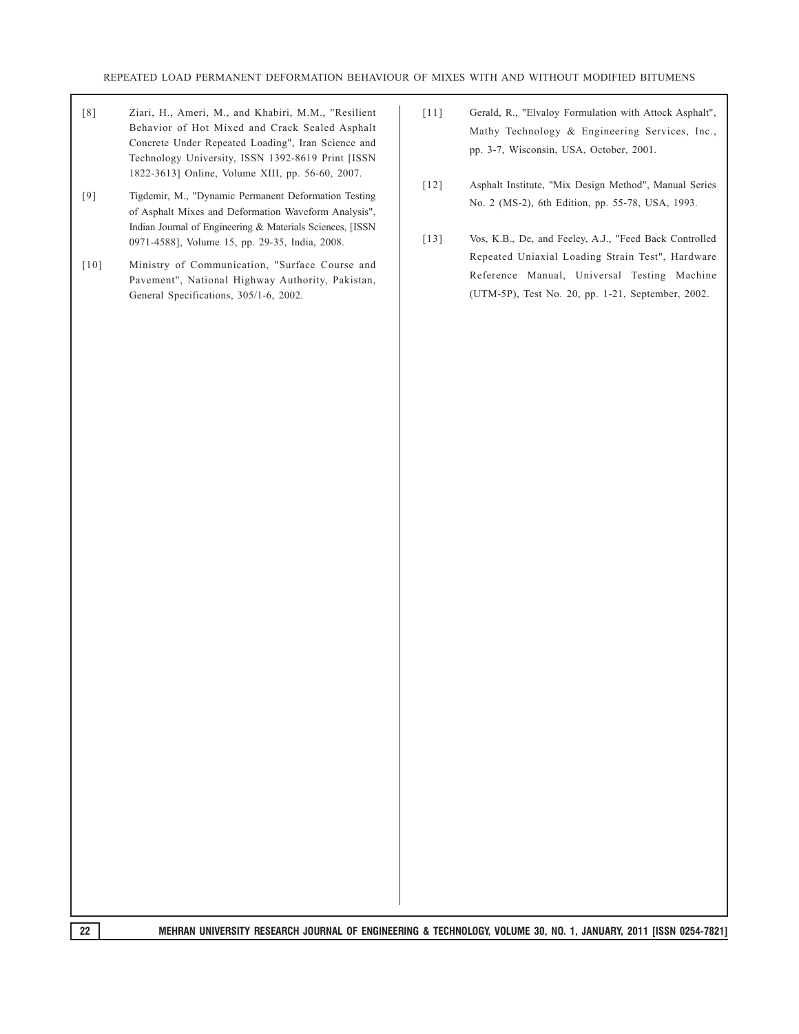[8] Ziari, H., Ameri, M., and Khabiri, M.M., "Resilient Behavior of Hot Mixed and Crack Sealed Asphalt Concrete Under Repeated Loading", Iran Science and Technology University, ISSN 1392-8619 Print [ISSN 1822-3613] Online, Volume XIII, pp. 56-60, 2007.

[9] Tigdemir, M., "Dynamic Permanent Deformation Testing of Asphalt Mixes and Deformation Waveform Analysis", Indian Journal of Engineering & Materials Sciences, [ISSN 0971-4588], Volume 15, pp. 29-35, India, 2008.

[10] Ministry of Communication, "Surface Course and Pavement", National Highway Authority, Pakistan, General Specifications, 305/1-6, 2002.

[11] Gerald, R., "Elvaloy Formulation with Attock Asphalt", Mathy Technology & Engineering Services, Inc., pp. 3-7, Wisconsin, USA, October, 2001.

[12] Asphalt Institute, "Mix Design Method", Manual Series No. 2 (MS-2), 6th Edition, pp. 55-78, USA, 1993.

[13] Vos, K.B., De, and Feeley, A.J., "Feed Back Controlled Repeated Uniaxial Loading Strain Test", Hardware Reference Manual, Universal Testing Machine (UTM-5P), Test No. 20, pp. 1-21, September, 2002.